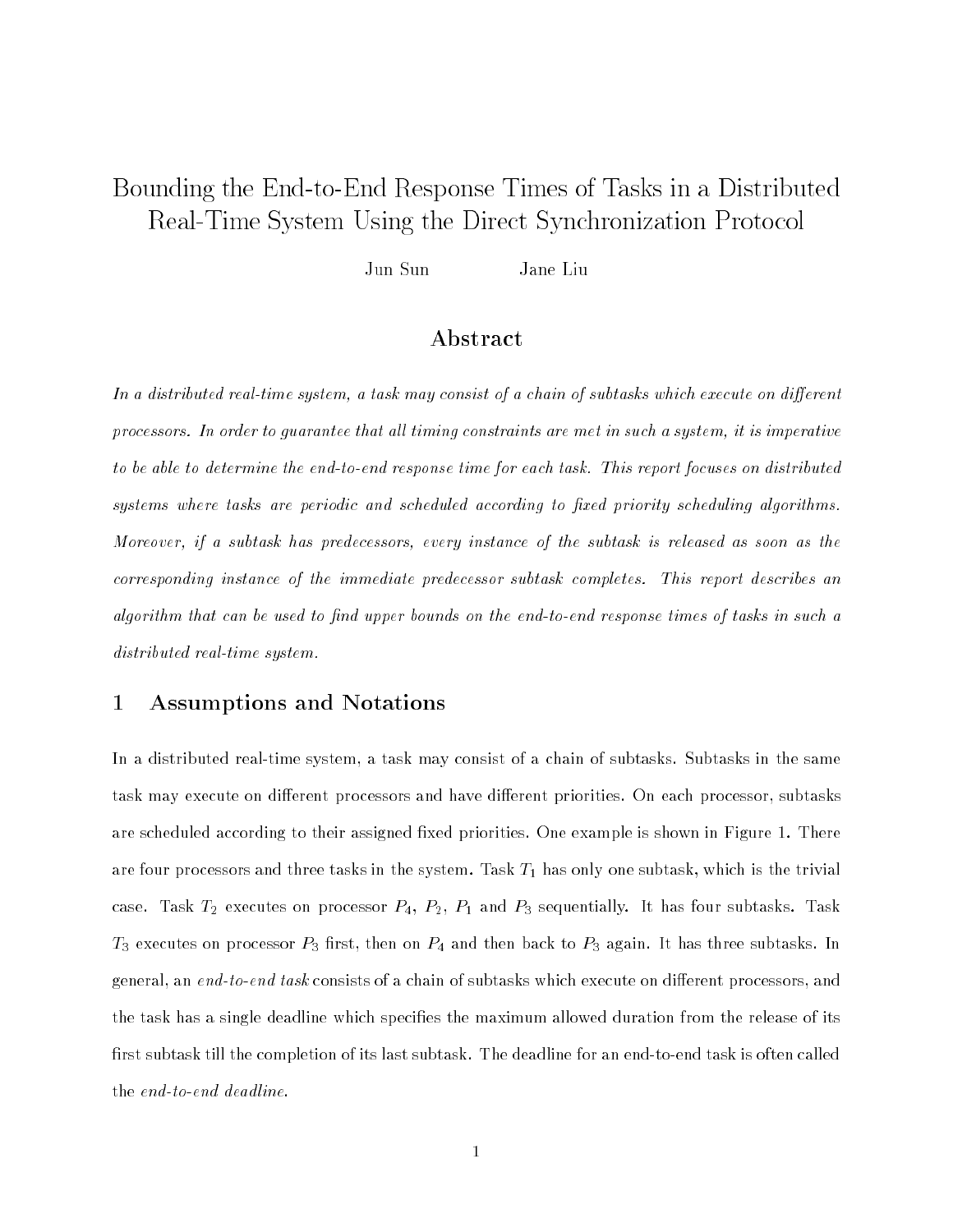# Bounding the End-to-End Response Times of Tasks in a Distributed Real-Time System Using the Direct Synchronization Protocol

Jun Sun    Jane Liu

## Abstract

*In a distributed real-time system, a task may consist of a chain of subtasks which execute on different processors. In order to guarantee that all timing constraints are met in such a system, it is imperative to be able to determine the end-to-end response time for each task. This report focuses on distributed systems where tasks are periodic and scheduled according to fixed priority scheduling algorithms. Moreover, if a subtask has predecessors, every instance of the subtask is released as soon as the corresponding instance of the immediate predecessor subtask completes. This report describes an algorithm that can be used to find upper bounds on the end-to-end response times of tasks in such a distributed real-time system.*

## 1 Assumptions and Notations

In a distributed real-time system, a task may consist of a chain of subtasks. Subtasks in the same task may execute on different processors and have different priorities. On each processor, subtasks are scheduled according to their assigned fixed priorities. One example is shown in Figure 1. There are four processors and three tasks in the system. Task $T_1$ has only one subtask, which is the trivial case. Task $T_2$ executes on processor $P_4$, $P_2$, $P_1$ and $P_3$ sequentially. It has four subtasks. Task $T_3$ executes on processor $P_3$ first, then on $P_4$ and then back to $P_3$ again. It has three subtasks. In general, an *end-to-end task* consists of a chain of subtasks which execute on different processors, and the task has a single deadline which specifies the maximum allowed duration from the release of its first subtask till the completion of its last subtask. The deadline for an end-to-end task is often called the *end-to-end deadline*.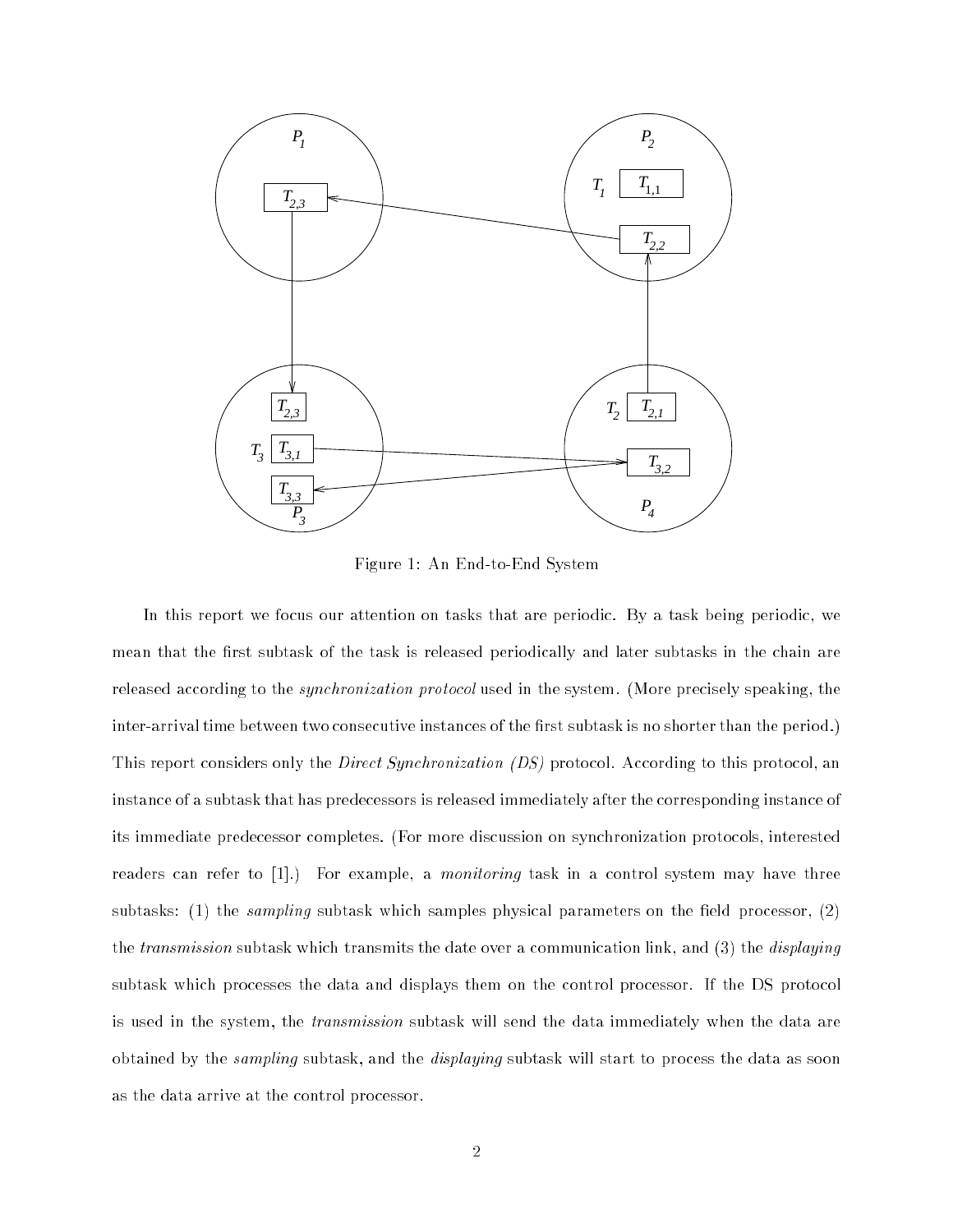Figure 1: An End-to-End System

In this report we focus our attention on tasks that are periodic. By a task being periodic, we mean that the first subtask of the task is released periodically and later subtasks in the chain are released according to the *synchronization protocol* used in the system. (More precisely speaking, the inter-arrival time between two consecutive instances of the first subtask is no shorter than the period.) This report considers only the *Direct Synchronization (DS)* protocol. According to this protocol, an instance of a subtask that has predecessors is released immediately after the corresponding instance of its immediate predecessor completes. (For more discussion on synchronization protocols, interested readers can refer to [1].) For example, a *monitoring* task in a control system may have three subtasks: (1) the *sampling* subtask which samples physical parameters on the field processor, (2) the *transmission* subtask which transmits the date over a communication link, and (3) the *displaying* subtask which processes the data and displays them on the control processor. If the DS protocol is used in the system, the *transmission* subtask will send the data immediately when the data are obtained by the *sampling* subtask, and the *displaying* subtask will start to process the data as soon as the data arrive at the control processor.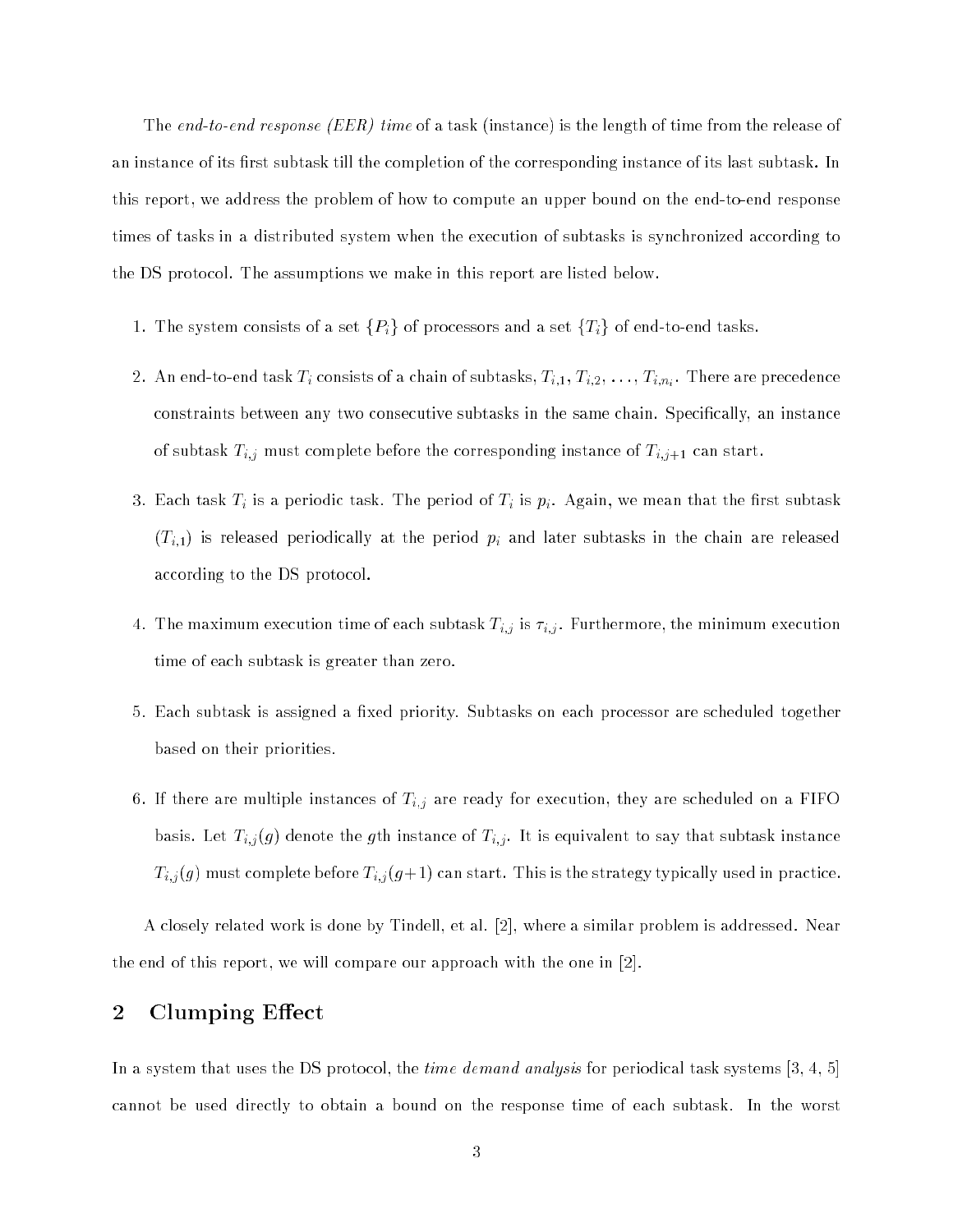The *end-to-end response (EER) time* of a task (instance) is the length of time from the release of an instance of its first subtask till the completion of the corresponding instance of its last subtask. In this report, we address the problem of how to compute an upper bound on the end-to-end response times of tasks in a distributed system when the execution of subtasks is synchronized according to the DS protocol. The assumptions we make in this report are listed below.

1. The system consists of a set $\{P_i\}$ of processors and a set $\{T_i\}$ of end-to-end tasks.

2. An end-to-end task $T_i$ consists of a chain of subtasks, $T_{i,1}$, $T_{i,2}$, $\ldots$, $T_{i,n_i}$. There are precedence constraints between any two consecutive subtasks in the same chain. Specifically, an instance of subtask $T_{i,j}$ must complete before the corresponding instance of $T_{i,j+1}$ can start.

3. Each task $T_i$ is a periodic task. The period of $T_i$ is $p_i$. Again, we mean that the first subtask ($T_{i,1}$) is released periodically at the period $p_i$ and later subtasks in the chain are released according to the DS protocol.

4. The maximum execution time of each subtask $T_{i,j}$ is $\tau_{i,j}$. Furthermore, the minimum execution time of each subtask is greater than zero.

5. Each subtask is assigned a fixed priority. Subtasks on each processor are scheduled together based on their priorities.

6. If there are multiple instances of $T_{i,j}$ are ready for execution, they are scheduled on a FIFO basis. Let $T_{i,j}(g)$ denote the $g$th instance of $T_{i,j}$. It is equivalent to say that subtask instance $T_{i,j}(g)$ must complete before $T_{i,j}(g+1)$ can start. This is the strategy typically used in practice.

A closely related work is done by Tindell, et al. [2], where a similar problem is addressed. Near the end of this report, we will compare our approach with the one in [2].

## 2 Clumping Effect

In a system that uses the DS protocol, the *time demand analysis* for periodical task systems [3, 4, 5] cannot be used directly to obtain a bound on the response time of each subtask. In the worst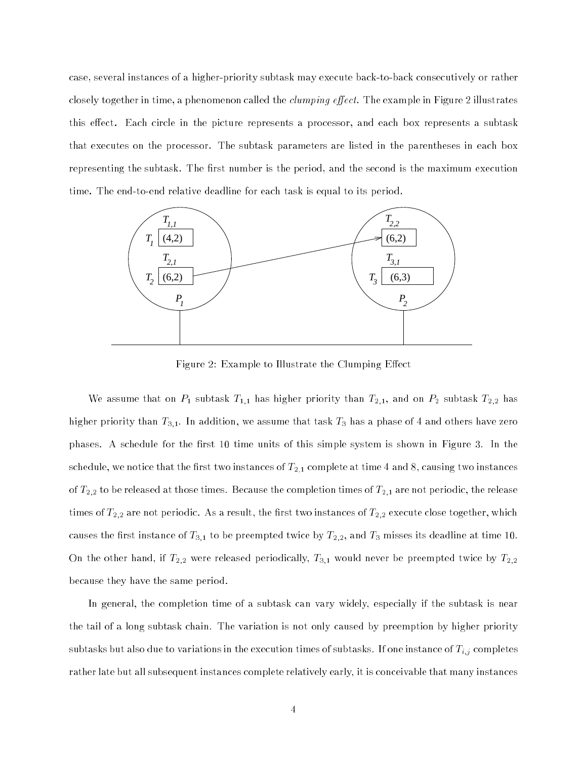case, several instances of a higher-priority subtask may execute back-to-back consecutively or rather closely together in time, a phenomenon called the *clumping effect*. The example in Figure 2 illustrates this effect. Each circle in the picture represents a processor, and each box represents a subtask that executes on the processor. The subtask parameters are listed in the parentheses in each box representing the subtask. The first number is the period, and the second is the maximum execution time. The end-to-end relative deadline for each task is equal to its period.

Figure 2: Example to Illustrate the Clumping Effect

We assume that on $P_1$ subtask $T_{1,1}$ has higher priority than $T_{2,1}$, and on $P_2$ subtask $T_{2,2}$ has higher priority than $T_{3,1}$. In addition, we assume that task $T_3$ has a phase of 4 and others have zero phases. A schedule for the first 10 time units of this simple system is shown in Figure 3. In the schedule, we notice that the first two instances of $T_{2,1}$ complete at time 4 and 8, causing two instances of $T_{2,2}$ to be released at those times. Because the completion times of $T_{2,1}$ are not periodic, the release times of $T_{2,2}$ are not periodic. As a result, the first two instances of $T_{2,2}$ execute close together, which causes the first instance of $T_{3,1}$ to be preempted twice by $T_{2,2}$, and $T_3$ misses its deadline at time 10. On the other hand, if $T_{2,2}$ were released periodically, $T_{3,1}$ would never be preempted twice by $T_{2,2}$ because they have the same period.

In general, the completion time of a subtask can vary widely, especially if the subtask is near the tail of a long subtask chain. The variation is not only caused by preemption by higher priority subtasks but also due to variations in the execution times of subtasks. If one instance of $T_{i,j}$ completes rather late but all subsequent instances complete relatively early, it is conceivable that many instances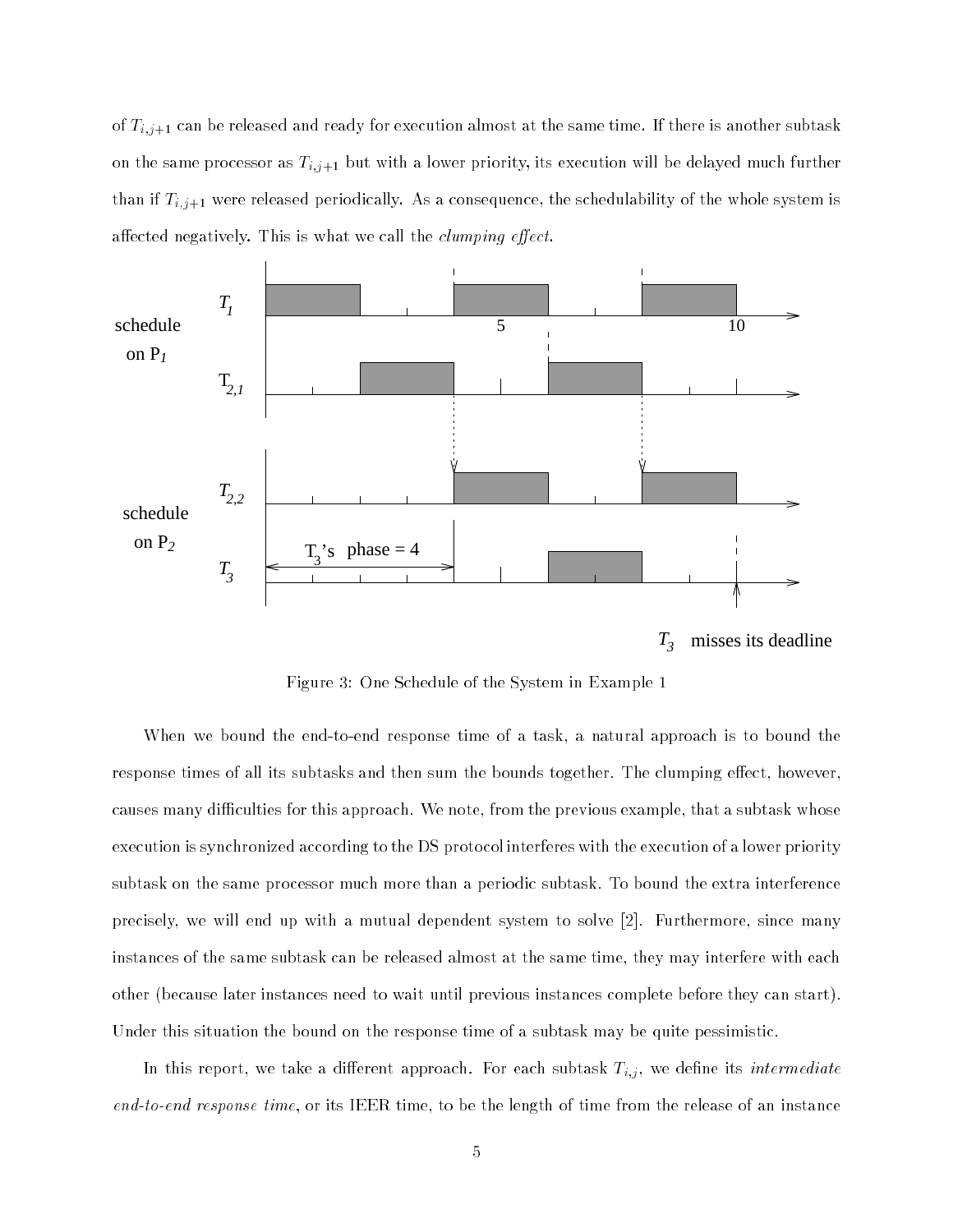of $T_{i,j+1}$ can be released and ready for execution almost at the same time. If there is another subtask on the same processor as $T_{i,j+1}$ but with a lower priority, its execution will be delayed much further than if $T_{i,j+1}$ were released periodically. As a consequence, the schedulability of the whole system is affected negatively. This is what we call the *clumping effect*.

Figure 3: One Schedule of the System in Example 1

When we bound the end-to-end response time of a task, a natural approach is to bound the response times of all its subtasks and then sum the bounds together. The clumping effect, however, causes many difficulties for this approach. We note, from the previous example, that a subtask whose execution is synchronized according to the DS protocol interferes with the execution of a lower priority subtask on the same processor much more than a periodic subtask. To bound the extra interference precisely, we will end up with a mutual dependent system to solve [2]. Furthermore, since many instances of the same subtask can be released almost at the same time, they may interfere with each other (because later instances need to wait until previous instances complete before they can start). Under this situation the bound on the response time of a subtask may be quite pessimistic.

In this report, we take a different approach. For each subtask $T_{i,j}$, we define its *intermediate end-to-end response time*, or its IEER time, to be the length of time from the release of an instance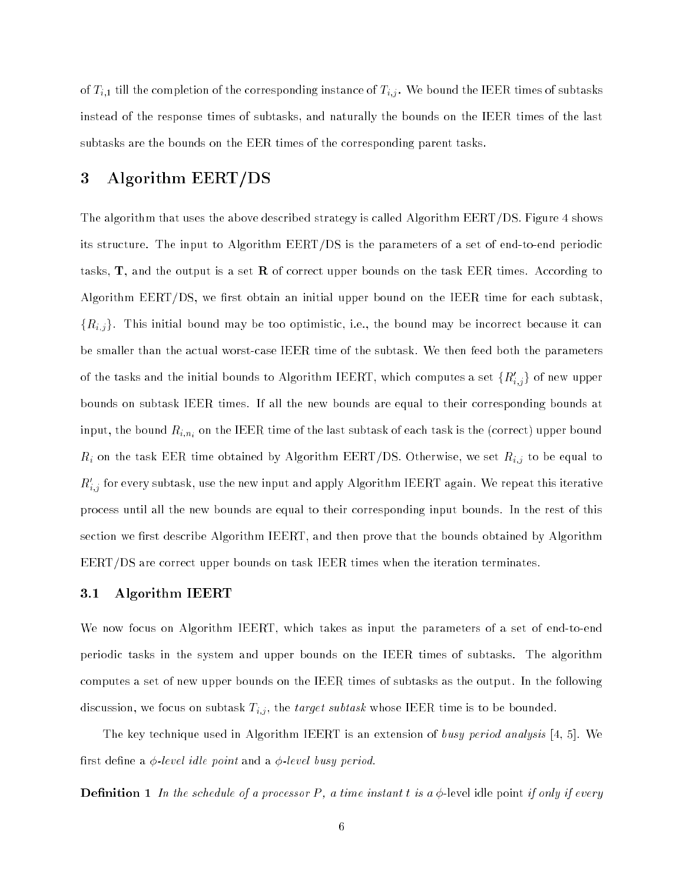of $T_{i,1}$ till the completion of the corresponding instance of $T_{i,j}$. We bound the IEER times of subtasks instead of the response times of subtasks, and naturally the bounds on the IEER times of the last subtasks are the bounds on the EER times of the corresponding parent tasks.

## 3 Algorithm EERT/DS

The algorithm that uses the above described strategy is called Algorithm EERT/DS. Figure 4 shows its structure. The input to Algorithm EERT/DS is the parameters of a set of end-to-end periodic tasks, **T**, and the output is a set **R** of correct upper bounds on the task EER times. According to Algorithm EERT/DS, we first obtain an initial upper bound on the IEER time for each subtask, $\{R_{i,j}\}$. This initial bound may be too optimistic, i.e., the bound may be incorrect because it can be smaller than the actual worst-case IEER time of the subtask. We then feed both the parameters of the tasks and the initial bounds to Algorithm IEERT, which computes a set $\{R'_{i,j}\}$ of new upper bounds on subtask IEER times. If all the new bounds are equal to their corresponding bounds at input, the bound $R_{i,n_i}$ on the IEER time of the last subtask of each task is the (correct) upper bound $R_i$ on the task EER time obtained by Algorithm EERT/DS. Otherwise, we set $R_{i,j}$ to be equal to $R'_{i,j}$ for every subtask, use the new input and apply Algorithm IEERT again. We repeat this iterative process until all the new bounds are equal to their corresponding input bounds. In the rest of this section we first describe Algorithm IEERT, and then prove that the bounds obtained by Algorithm EERT/DS are correct upper bounds on task IEER times when the iteration terminates.

### 3.1 Algorithm IEERT

We now focus on Algorithm IEERT, which takes as input the parameters of a set of end-to-end periodic tasks in the system and upper bounds on the IEER times of subtasks. The algorithm computes a set of new upper bounds on the IEER times of subtasks as the output. In the following discussion, we focus on subtask $T_{i,j}$, the *target subtask* whose IEER time is to be bounded.

The key technique used in Algorithm IEERT is an extension of *busy period analysis* [4, 5]. We first define a *$\phi$-level idle point* and a *$\phi$-level busy period*.

**Definition 1** *In the schedule of a processor $P$, a time instant $t$ is a* $\phi$-level idle point *if only if every*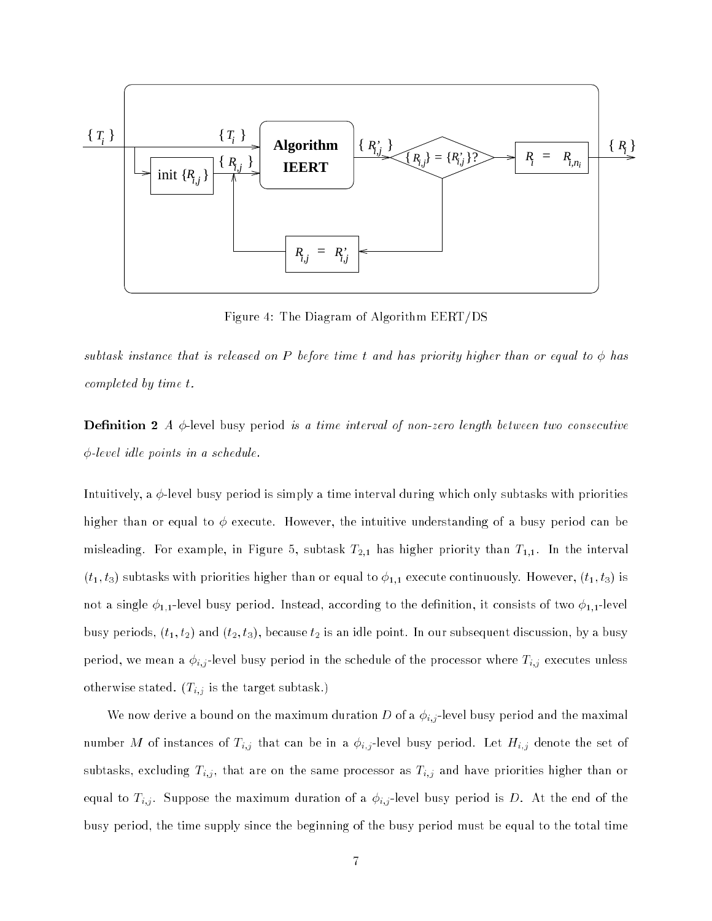Figure 4: The Diagram of Algorithm EERT/DS

*subtask instance that is released on $P$ before time $t$ and has priority higher than or equal to $\phi$ has completed by time $t$.*

**Definition 2** *A* $\phi$-level busy period *is a time interval of non-zero length between two consecutive $\phi$-level idle points in a schedule.*

Intuitively, a $\phi$-level busy period is simply a time interval during which only subtasks with priorities higher than or equal to $\phi$ execute. However, the intuitive understanding of a busy period can be misleading. For example, in Figure 5, subtask $T_{2,1}$ has higher priority than $T_{1,1}$. In the interval $(t_1, t_3)$ subtasks with priorities higher than or equal to $\phi_{1,1}$ execute continuously. However, $(t_1, t_3)$ is not a single $\phi_{1,1}$-level busy period. Instead, according to the definition, it consists of two $\phi_{1,1}$-level busy periods, $(t_1, t_2)$ and $(t_2, t_3)$, because $t_2$ is an idle point. In our subsequent discussion, by a busy period, we mean a $\phi_{i,j}$-level busy period in the schedule of the processor where $T_{i,j}$ executes unless otherwise stated. ($T_{i,j}$ is the target subtask.)

We now derive a bound on the maximum duration $D$ of a $\phi_{i,j}$-level busy period and the maximal number $M$ of instances of $T_{i,j}$ that can be in a $\phi_{i,j}$-level busy period. Let $H_{i,j}$ denote the set of subtasks, excluding $T_{i,j}$, that are on the same processor as $T_{i,j}$ and have priorities higher than or equal to $T_{i,j}$. Suppose the maximum duration of a $\phi_{i,j}$-level busy period is $D$. At the end of the busy period, the time supply since the beginning of the busy period must be equal to the total time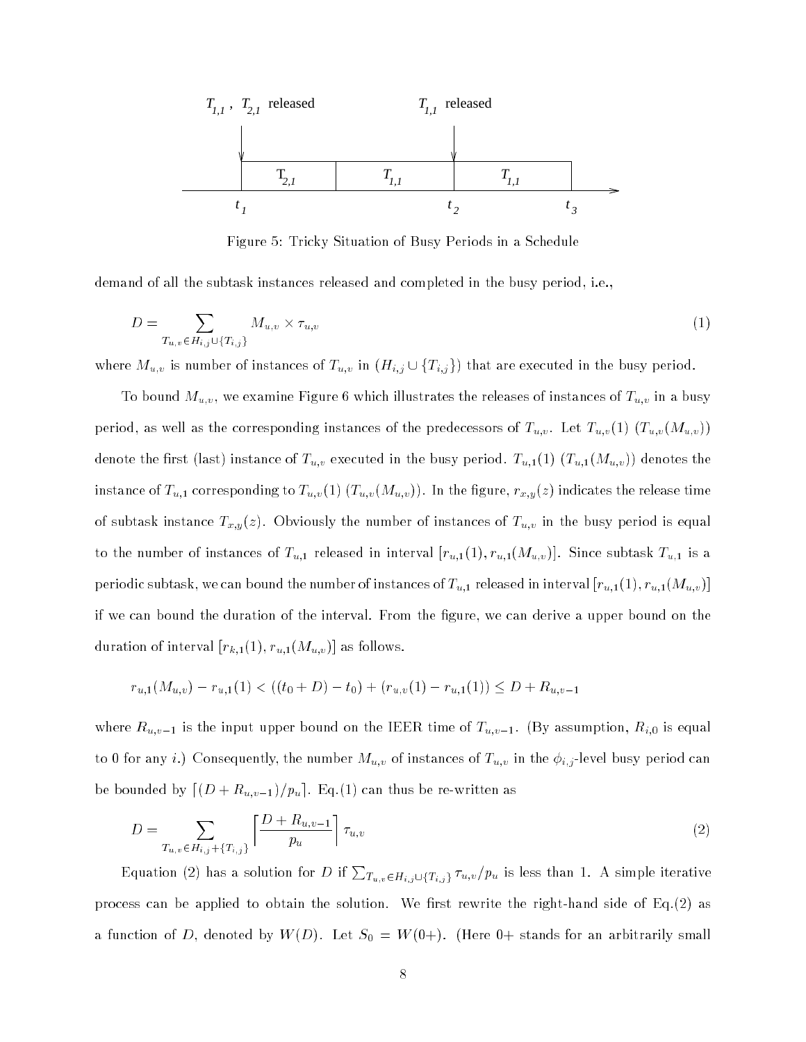Figure 5: Tricky Situation of Busy Periods in a Schedule

demand of all the subtask instances released and completed in the busy period, i.e.,

$$D = \sum_{T_{u,v} \in H_{i,j} \cup \{T_{i,j}\}} M_{u,v} \times \tau_{u,v} \tag{1}$$

where $M_{u,v}$ is number of instances of $T_{u,v}$ in $(H_{i,j} \cup \{T_{i,j}\})$ that are executed in the busy period.

To bound $M_{u,v}$, we examine Figure 6 which illustrates the releases of instances of $T_{u,v}$ in a busy period, as well as the corresponding instances of the predecessors of $T_{u,v}$. Let $T_{u,v}(1)$ ($T_{u,v}(M_{u,v})$) denote the first (last) instance of $T_{u,v}$ executed in the busy period. $T_{u,1}(1)$ ($T_{u,1}(M_{u,v})$) denotes the instance of $T_{u,1}$ corresponding to $T_{u,v}(1)$ ($T_{u,v}(M_{u,v})$). In the figure, $r_{x,y}(z)$ indicates the release time of subtask instance $T_{x,y}(z)$. Obviously the number of instances of $T_{u,v}$ in the busy period is equal to the number of instances of $T_{u,1}$ released in interval $[r_{u,1}(1), r_{u,1}(M_{u,v})]$. Since subtask $T_{u,1}$ is a periodic subtask, we can bound the number of instances of $T_{u,1}$ released in interval $[r_{u,1}(1), r_{u,1}(M_{u,v})]$ if we can bound the duration of the interval. From the figure, we can derive a upper bound on the duration of interval $[r_{k,1}(1), r_{u,1}(M_{u,v})]$ as follows.

$$r_{u,1}(M_{u,v}) - r_{u,1}(1) < ((t_0 + D) - t_0) + (r_{u,v}(1) - r_{u,1}(1)) \leq D + R_{u,v-1}$$

where $R_{u,v-1}$ is the input upper bound on the IEER time of $T_{u,v-1}$. (By assumption, $R_{i,0}$ is equal to 0 for any $i$.) Consequently, the number $M_{u,v}$ of instances of $T_{u,v}$ in the $\phi_{i,j}$-level busy period can be bounded by $\lceil (D + R_{u,v-1})/p_u \rceil$. Eq.(1) can thus be re-written as

$$D = \sum_{T_{u,v} \in H_{i,j} + \{T_{i,j}\}} \left\lceil \frac{D + R_{u,v-1}}{p_u} \right\rceil \tau_{u,v} \tag{2}$$

Equation (2) has a solution for $D$ if $\sum_{T_{u,v} \in H_{i,j} \cup \{T_{i,j}\}} \tau_{u,v}/p_u$ is less than 1. A simple iterative process can be applied to obtain the solution. We first rewrite the right-hand side of Eq.(2) as a function of $D$, denoted by $W(D)$. Let $S_0 = W(0+)$. (Here $0+$ stands for an arbitrarily small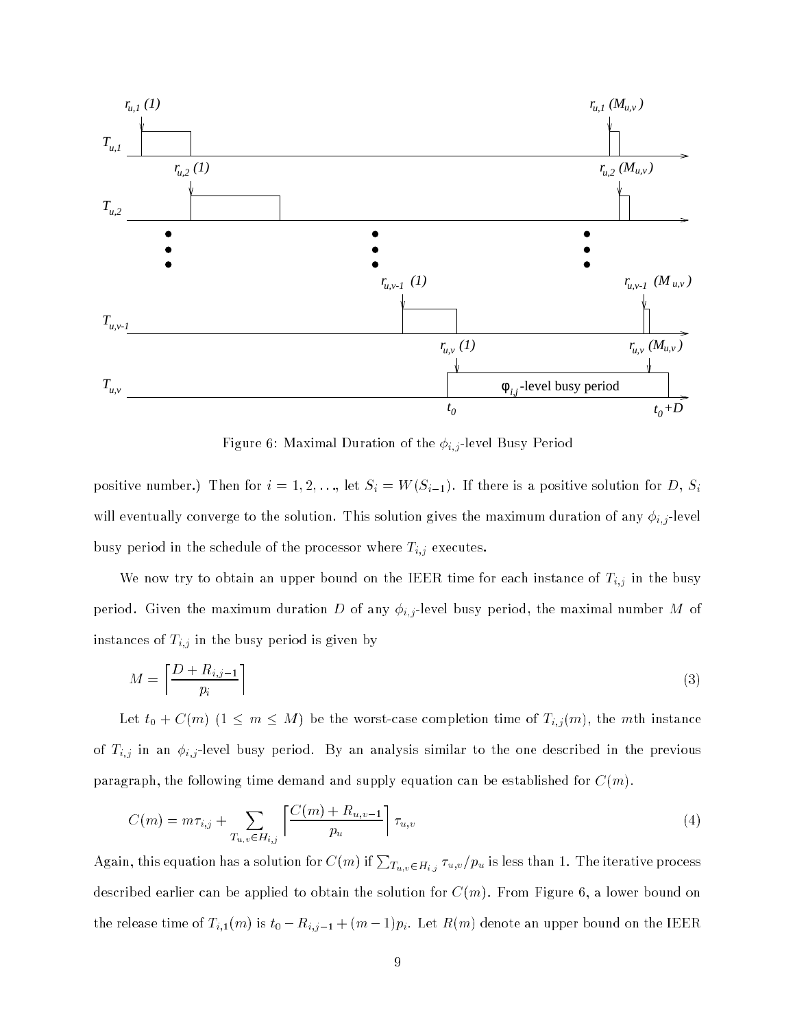Figure 6: Maximal Duration of the $\phi_{i,j}$-level Busy Period

positive number.) Then for $i = 1, 2, \ldots$, let $S_i = W(S_{i-1})$. If there is a positive solution for $D$, $S_i$ will eventually converge to the solution. This solution gives the maximum duration of any $\phi_{i,j}$-level busy period in the schedule of the processor where $T_{i,j}$ executes.

We now try to obtain an upper bound on the IEER time for each instance of $T_{i,j}$ in the busy period. Given the maximum duration $D$ of any $\phi_{i,j}$-level busy period, the maximal number $M$ of instances of $T_{i,j}$ in the busy period is given by

$$M = \left\lceil \frac{D + R_{i,j-1}}{p_i} \right\rceil \tag{3}$$

Let $t_0 + C(m)$ $(1 \leq m \leq M)$ be the worst-case completion time of $T_{i,j}(m)$, the $m$th instance of $T_{i,j}$ in an $\phi_{i,j}$-level busy period. By an analysis similar to the one described in the previous paragraph, the following time demand and supply equation can be established for $C(m)$.

$$C(m) = m\tau_{i,j} + \sum_{T_{u,v} \in H_{i,j}} \left\lceil \frac{C(m) + R_{u,v-1}}{p_u} \right\rceil \tau_{u,v} \tag{4}$$

Again, this equation has a solution for $C(m)$ if $\sum_{T_{u,v} \in H_{i,j}} \tau_{u,v}/p_u$ is less than 1. The iterative process described earlier can be applied to obtain the solution for $C(m)$. From Figure 6, a lower bound on the release time of $T_{i,1}(m)$ is $t_0 - R_{i,j-1} + (m-1)p_i$. Let $R(m)$ denote an upper bound on the IEER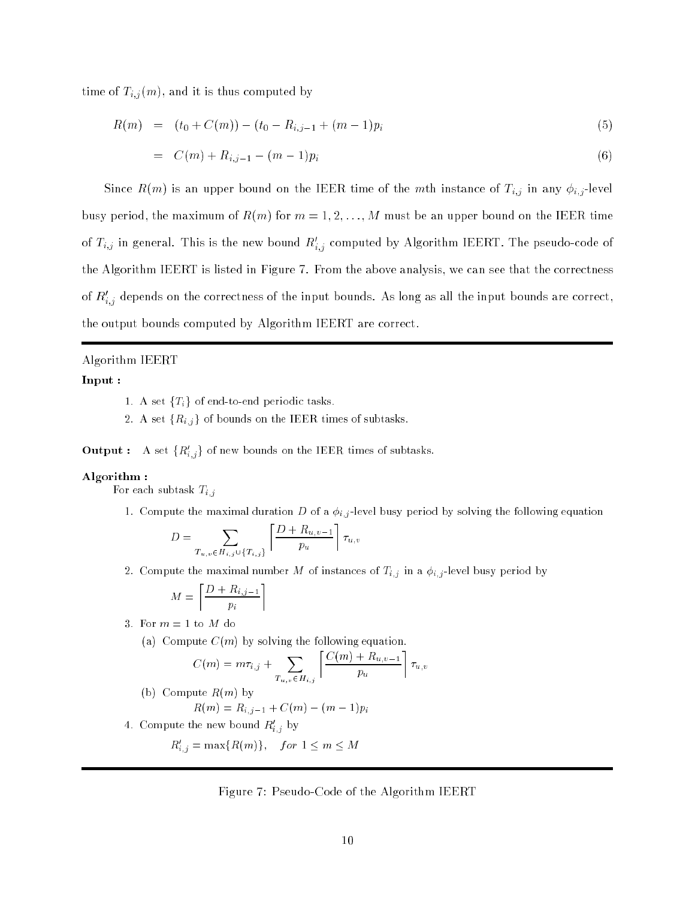time of $T_{i,j}(m)$, and it is thus computed by

$$R(m) = (t_0 + C(m)) - (t_0 - R_{i,j-1} + (m-1)p_i \tag{5}$$

$$= C(m) + R_{i,j-1} - (m-1)p_i \tag{6}$$

Since $R(m)$ is an upper bound on the IEER time of the $m$th instance of $T_{i,j}$ in any $\phi_{i,j}$-level busy period, the maximum of $R(m)$ for $m = 1, 2, \ldots, M$ must be an upper bound on the IEER time of $T_{i,j}$ in general. This is the new bound $R'_{i,j}$ computed by Algorithm IEERT. The pseudo-code of the Algorithm IEERT is listed in Figure 7. From the above analysis, we can see that the correctness of $R'_{i,j}$ depends on the correctness of the input bounds. As long as all the input bounds are correct, the output bounds computed by Algorithm IEERT are correct.

---

Algorithm IEERT

**Input :**

1. A set $\{T_i\}$ of end-to-end periodic tasks.
2. A set $\{R_{i,j}\}$ of bounds on the IEER times of subtasks.

**Output :** A set $\{R'_{i,j}\}$ of new bounds on the IEER times of subtasks.

**Algorithm :**

For each subtask $T_{i,j}$

1. Compute the maximal duration $D$ of a $\phi_{i,j}$-level busy period by solving the following equation

   $$D = \sum_{T_{u,v} \in H_{i,j} \cup \{T_{i,j}\}} \left\lceil \frac{D + R_{u,v-1}}{p_u} \right\rceil \tau_{u,v}$$

2. Compute the maximal number $M$ of instances of $T_{i,j}$ in a $\phi_{i,j}$-level busy period by

   $$M = \left\lceil \frac{D + R_{i,j-1}}{p_i} \right\rceil$$

3. For $m = 1$ to $M$ do

   (a) Compute $C(m)$ by solving the following equation.

   $$C(m) = m\tau_{i,j} + \sum_{T_{u,v} \in H_{i,j}} \left\lceil \frac{C(m) + R_{u,v-1}}{p_u} \right\rceil \tau_{u,v}$$

   (b) Compute $R(m)$ by

   $$R(m) = R_{i,j-1} + C(m) - (m-1)p_i$$

4. Compute the new bound $R'_{i,j}$ by

   $$R'_{i,j} = \max\{R(m)\}, \quad for\ 1 \le m \le M$$

---

Figure 7: Pseudo-Code of the Algorithm IEERT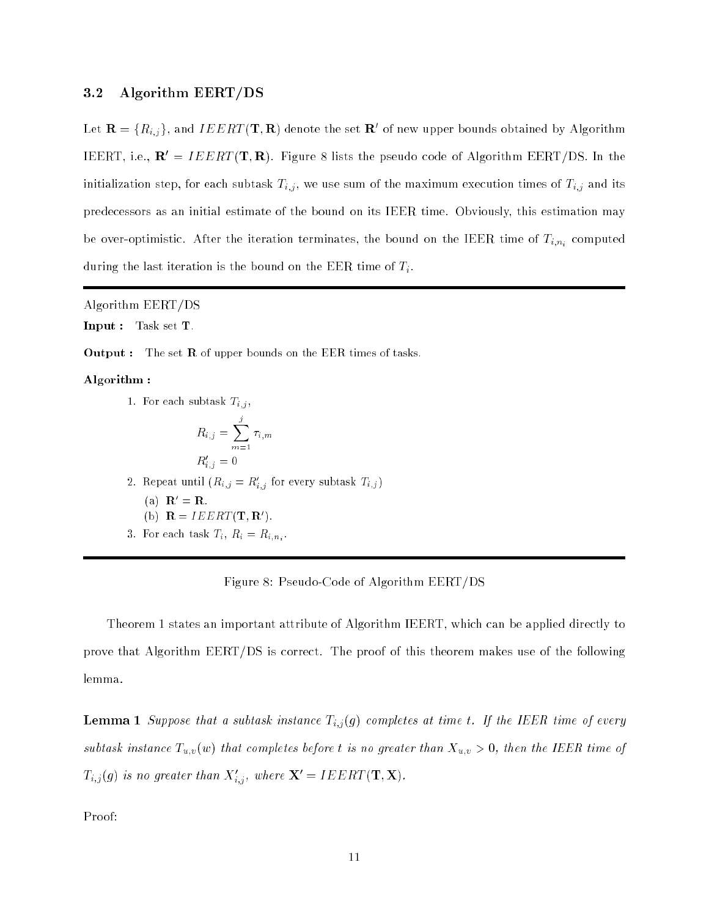### 3.2 Algorithm EERT/DS

Let $\mathbf{R} = \{R_{i,j}\}$, and $IEERT(\mathbf{T}, \mathbf{R})$ denote the set $\mathbf{R}'$ of new upper bounds obtained by Algorithm IEERT, i.e., $\mathbf{R}' = IEERT(\mathbf{T}, \mathbf{R})$. Figure 8 lists the pseudo code of Algorithm EERT/DS. In the initialization step, for each subtask $T_{i,j}$, we use sum of the maximum execution times of $T_{i,j}$ and its predecessors as an initial estimate of the bound on its IEER time. Obviously, this estimation may be over-optimistic. After the iteration terminates, the bound on the IEER time of $T_{i,n_i}$ computed during the last iteration is the bound on the EER time of $T_i$.

---

Algorithm EERT/DS

**Input :** Task set $\mathbf{T}$.

**Output :** The set $\mathbf{R}$ of upper bounds on the EER times of tasks.

**Algorithm :**

1. For each subtask $T_{i,j}$,

$$R_{i,j} = \sum_{m=1}^{j} \tau_{i,m}$$

$$R'_{i,j} = 0$$

2. Repeat until ($R_{i,j} = R'_{i,j}$ for every subtask $T_{i,j}$)
   (a) $\mathbf{R}' = \mathbf{R}$.
   (b) $\mathbf{R} = IEERT(\mathbf{T}, \mathbf{R}')$.
3. For each task $T_i$, $R_i = R_{i,n_i}$.

---

Figure 8: Pseudo-Code of Algorithm EERT/DS

Theorem 1 states an important attribute of Algorithm IEERT, which can be applied directly to prove that Algorithm EERT/DS is correct. The proof of this theorem makes use of the following lemma.

**Lemma 1** *Suppose that a subtask instance $T_{i,j}(g)$ completes at time $t$. If the IEER time of every subtask instance $T_{u,v}(w)$ that completes before $t$ is no greater than $X_{u,v} > 0$, then the IEER time of $T_{i,j}(g)$ is no greater than $X'_{i,j}$, where $\mathbf{X}' = IEERT(\mathbf{T}, \mathbf{X})$.*

Proof: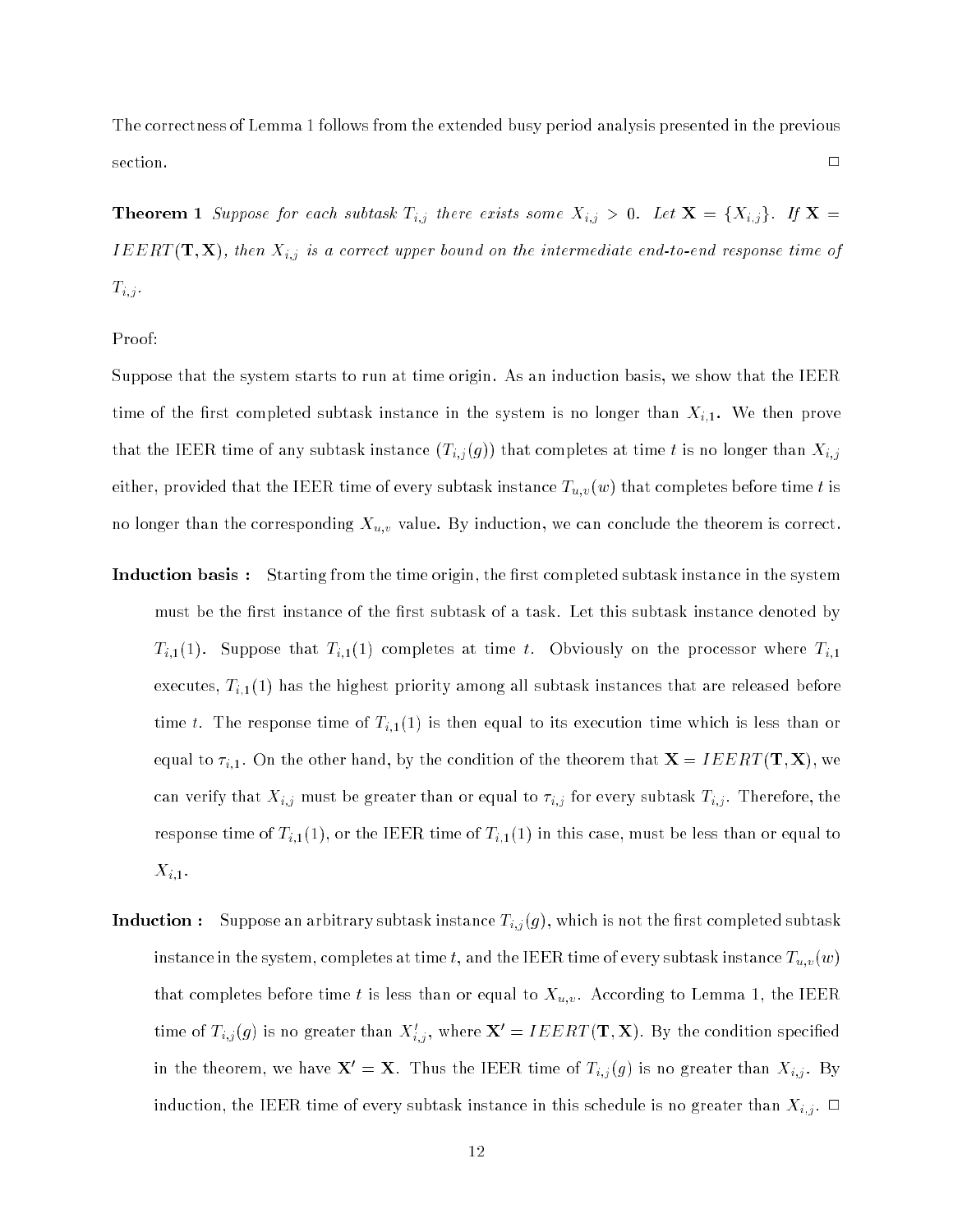The correctness of Lemma 1 follows from the extended busy period analysis presented in the previous section. □

**Theorem 1** *Suppose for each subtask $T_{i,j}$ there exists some $X_{i,j} > 0$. Let $\mathbf{X} = \{X_{i,j}\}$. If $\mathbf{X} = IEERT(\mathbf{T}, \mathbf{X})$, then $X_{i,j}$ is a correct upper bound on the intermediate end-to-end response time of $T_{i,j}$.*

Proof:

Suppose that the system starts to run at time origin. As an induction basis, we show that the IEER time of the first completed subtask instance in the system is no longer than $X_{i,1}$. We then prove that the IEER time of any subtask instance ($T_{i,j}(g)$) that completes at time $t$ is no longer than $X_{i,j}$ either, provided that the IEER time of every subtask instance $T_{u,v}(w)$ that completes before time $t$ is no longer than the corresponding $X_{u,v}$ value. By induction, we can conclude the theorem is correct.

**Induction basis :** Starting from the time origin, the first completed subtask instance in the system must be the first instance of the first subtask of a task. Let this subtask instance denoted by $T_{i,1}(1)$. Suppose that $T_{i,1}(1)$ completes at time $t$. Obviously on the processor where $T_{i,1}$ executes, $T_{i,1}(1)$ has the highest priority among all subtask instances that are released before time $t$. The response time of $T_{i,1}(1)$ is then equal to its execution time which is less than or equal to $\tau_{i,1}$. On the other hand, by the condition of the theorem that $\mathbf{X} = IEERT(\mathbf{T}, \mathbf{X})$, we can verify that $X_{i,j}$ must be greater than or equal to $\tau_{i,j}$ for every subtask $T_{i,j}$. Therefore, the response time of $T_{i,1}(1)$, or the IEER time of $T_{i,1}(1)$ in this case, must be less than or equal to $X_{i,1}$.

**Induction :** Suppose an arbitrary subtask instance $T_{i,j}(g)$, which is not the first completed subtask instance in the system, completes at time $t$, and the IEER time of every subtask instance $T_{u,v}(w)$ that completes before time $t$ is less than or equal to $X_{u,v}$. According to Lemma 1, the IEER time of $T_{i,j}(g)$ is no greater than $X'_{i,j}$, where $\mathbf{X'} = IEERT(\mathbf{T}, \mathbf{X})$. By the condition specified in the theorem, we have $\mathbf{X'} = \mathbf{X}$. Thus the IEER time of $T_{i,j}(g)$ is no greater than $X_{i,j}$. By induction, the IEER time of every subtask instance in this schedule is no greater than $X_{i,j}$. □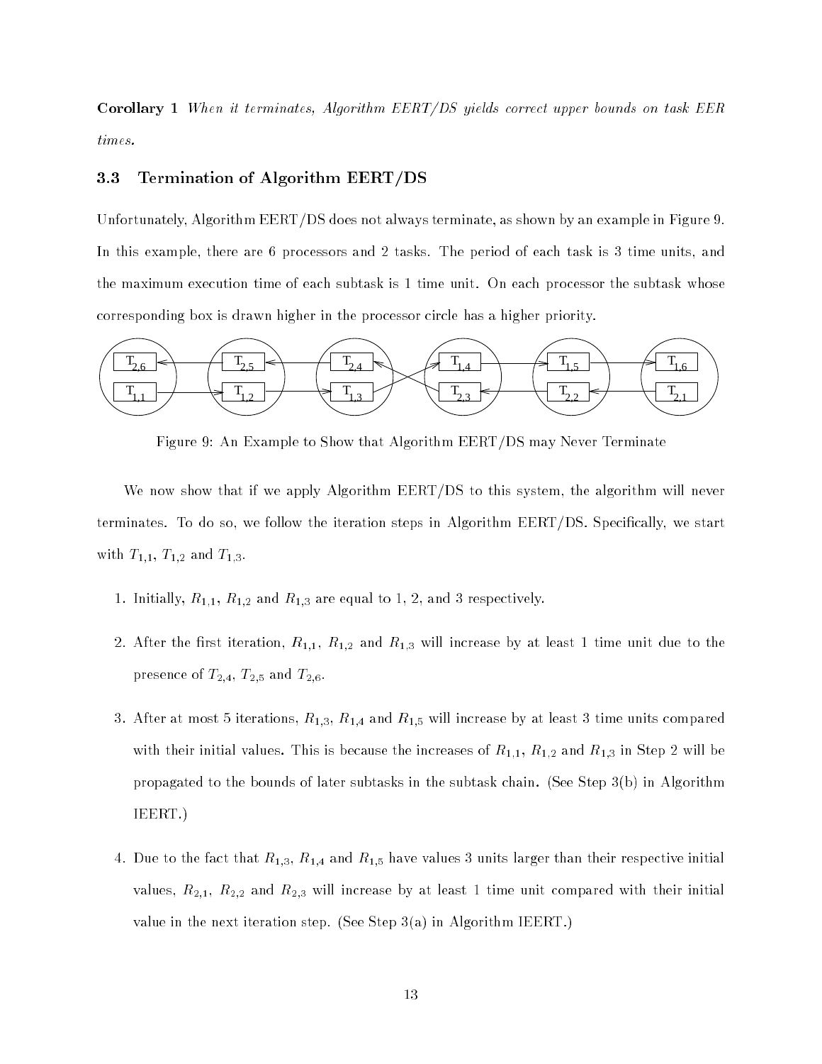**Corollary 1** *When it terminates, Algorithm EERT/DS yields correct upper bounds on task EER times.*

### 3.3 Termination of Algorithm EERT/DS

Unfortunately, Algorithm EERT/DS does not always terminate, as shown by an example in Figure 9. In this example, there are 6 processors and 2 tasks. The period of each task is 3 time units, and the maximum execution time of each subtask is 1 time unit. On each processor the subtask whose corresponding box is drawn higher in the processor circle has a higher priority.

Figure 9: An Example to Show that Algorithm EERT/DS may Never Terminate

We now show that if we apply Algorithm EERT/DS to this system, the algorithm will never terminates. To do so, we follow the iteration steps in Algorithm EERT/DS. Specifically, we start with $T_{1,1}$, $T_{1,2}$ and $T_{1,3}$.

1. Initially, $R_{1,1}$, $R_{1,2}$ and $R_{1,3}$ are equal to 1, 2, and 3 respectively.

2. After the first iteration, $R_{1,1}$, $R_{1,2}$ and $R_{1,3}$ will increase by at least 1 time unit due to the presence of $T_{2,4}$, $T_{2,5}$ and $T_{2,6}$.

3. After at most 5 iterations, $R_{1,3}$, $R_{1,4}$ and $R_{1,5}$ will increase by at least 3 time units compared with their initial values. This is because the increases of $R_{1,1}$, $R_{1,2}$ and $R_{1,3}$ in Step 2 will be propagated to the bounds of later subtasks in the subtask chain. (See Step 3(b) in Algorithm IEERT.)

4. Due to the fact that $R_{1,3}$, $R_{1,4}$ and $R_{1,5}$ have values 3 units larger than their respective initial values, $R_{2,1}$, $R_{2,2}$ and $R_{2,3}$ will increase by at least 1 time unit compared with their initial value in the next iteration step. (See Step 3(a) in Algorithm IEERT.)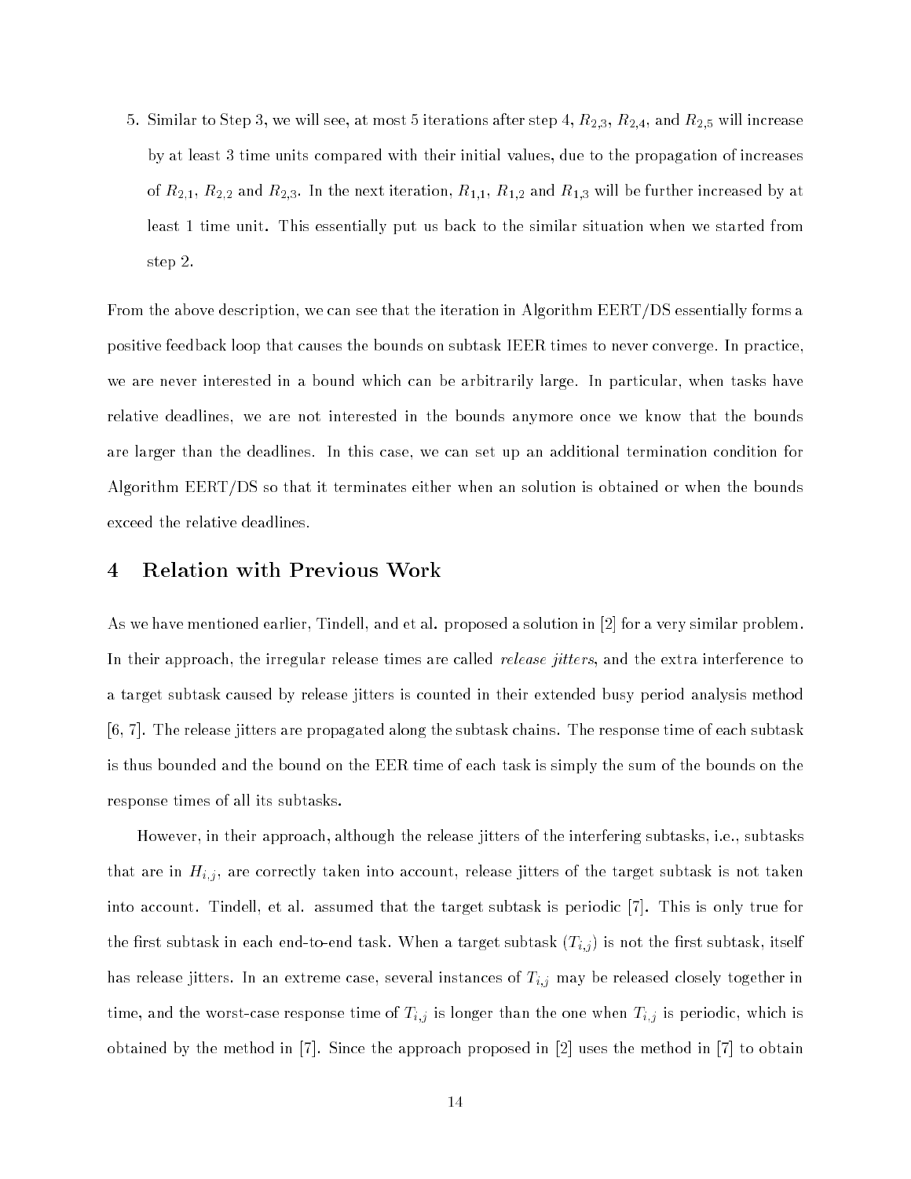5. Similar to Step 3, we will see, at most 5 iterations after step 4, $R_{2,3}$, $R_{2,4}$, and $R_{2,5}$ will increase by at least 3 time units compared with their initial values, due to the propagation of increases of $R_{2,1}$, $R_{2,2}$ and $R_{2,3}$. In the next iteration, $R_{1,1}$, $R_{1,2}$ and $R_{1,3}$ will be further increased by at least 1 time unit. This essentially put us back to the similar situation when we started from step 2.

From the above description, we can see that the iteration in Algorithm EERT/DS essentially forms a positive feedback loop that causes the bounds on subtask IEER times to never converge. In practice, we are never interested in a bound which can be arbitrarily large. In particular, when tasks have relative deadlines, we are not interested in the bounds anymore once we know that the bounds are larger than the deadlines. In this case, we can set up an additional termination condition for Algorithm EERT/DS so that it terminates either when an solution is obtained or when the bounds exceed the relative deadlines.

## 4 Relation with Previous Work

As we have mentioned earlier, Tindell, and et al. proposed a solution in [2] for a very similar problem. In their approach, the irregular release times are called *release jitters*, and the extra interference to a target subtask caused by release jitters is counted in their extended busy period analysis method [6, 7]. The release jitters are propagated along the subtask chains. The response time of each subtask is thus bounded and the bound on the EER time of each task is simply the sum of the bounds on the response times of all its subtasks.

However, in their approach, although the release jitters of the interfering subtasks, i.e., subtasks that are in $H_{i,j}$, are correctly taken into account, release jitters of the target subtask is not taken into account. Tindell, et al. assumed that the target subtask is periodic [7]. This is only true for the first subtask in each end-to-end task. When a target subtask ($T_{i,j}$) is not the first subtask, itself has release jitters. In an extreme case, several instances of $T_{i,j}$ may be released closely together in time, and the worst-case response time of $T_{i,j}$ is longer than the one when $T_{i,j}$ is periodic, which is obtained by the method in [7]. Since the approach proposed in [2] uses the method in [7] to obtain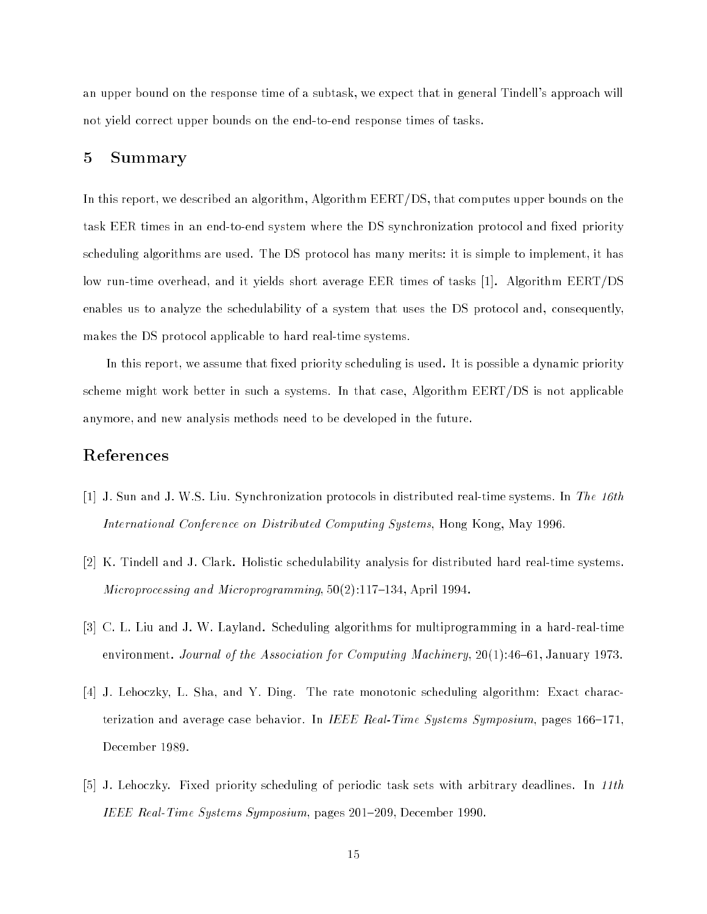an upper bound on the response time of a subtask, we expect that in general Tindell's approach will not yield correct upper bounds on the end-to-end response times of tasks.

## 5 Summary

In this report, we described an algorithm, Algorithm EERT/DS, that computes upper bounds on the task EER times in an end-to-end system where the DS synchronization protocol and fixed priority scheduling algorithms are used. The DS protocol has many merits: it is simple to implement, it has low run-time overhead, and it yields short average EER times of tasks [1]. Algorithm EERT/DS enables us to analyze the schedulability of a system that uses the DS protocol and, consequently, makes the DS protocol applicable to hard real-time systems.

In this report, we assume that fixed priority scheduling is used. It is possible a dynamic priority scheme might work better in such a systems. In that case, Algorithm EERT/DS is not applicable anymore, and new analysis methods need to be developed in the future.

## References

[1] J. Sun and J. W.S. Liu. Synchronization protocols in distributed real-time systems. In *The 16th International Conference on Distributed Computing Systems*, Hong Kong, May 1996.

[2] K. Tindell and J. Clark. Holistic schedulability analysis for distributed hard real-time systems. *Microprocessing and Microprogramming*, 50(2):117–134, April 1994.

[3] C. L. Liu and J. W. Layland. Scheduling algorithms for multiprogramming in a hard-real-time environment. *Journal of the Association for Computing Machinery*, 20(1):46–61, January 1973.

[4] J. Lehoczky, L. Sha, and Y. Ding. The rate monotonic scheduling algorithm: Exact characterization and average case behavior. In *IEEE Real-Time Systems Symposium*, pages 166–171, December 1989.

[5] J. Lehoczky. Fixed priority scheduling of periodic task sets with arbitrary deadlines. In *11th IEEE Real-Time Systems Symposium*, pages 201–209, December 1990.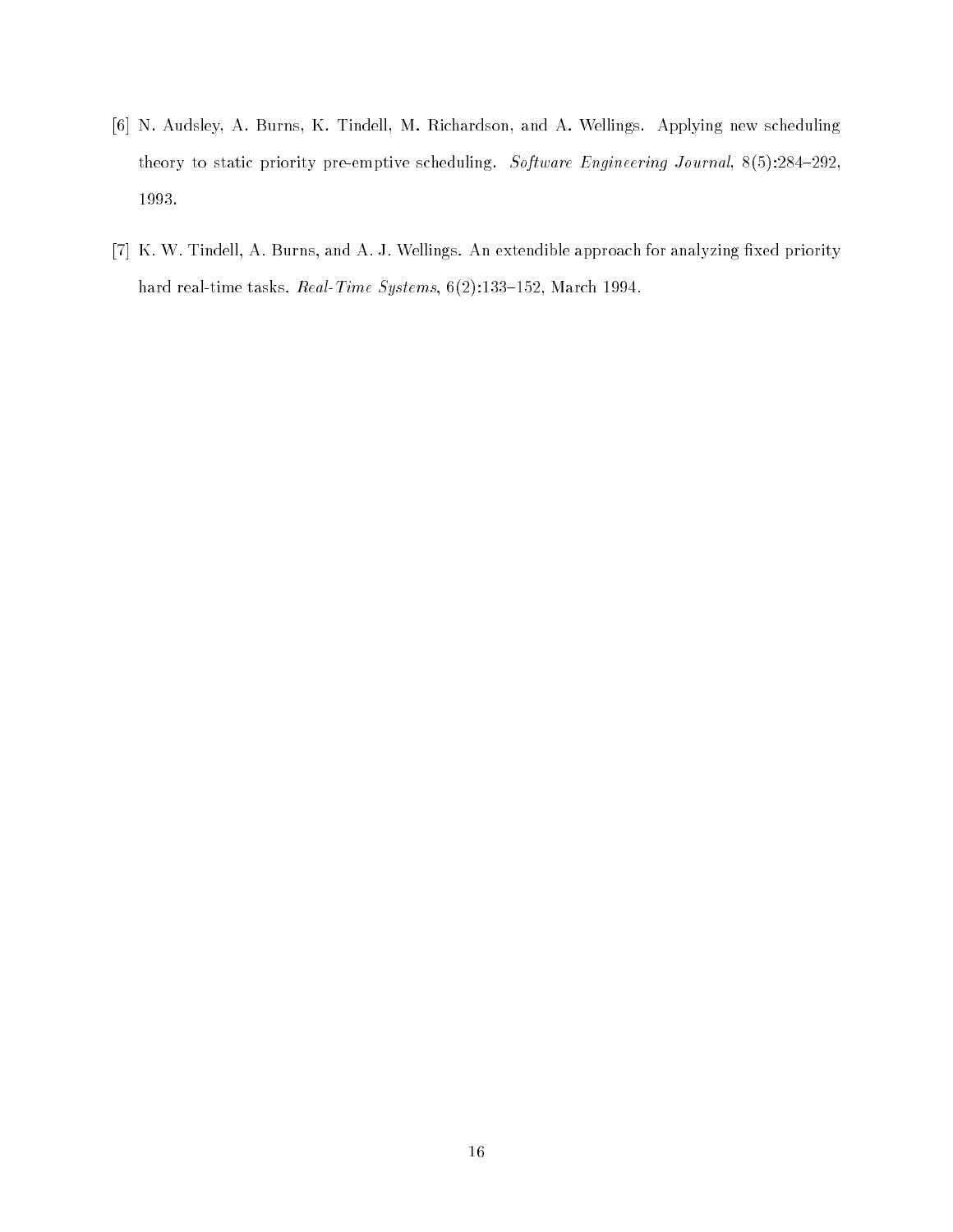[6] N. Audsley, A. Burns, K. Tindell, M. Richardson, and A. Wellings. Applying new scheduling theory to static priority pre-emptive scheduling. *Software Engineering Journal*, 8(5):284–292, 1993.

[7] K. W. Tindell, A. Burns, and A. J. Wellings. An extendible approach for analyzing fixed priority hard real-time tasks. *Real-Time Systems*, 6(2):133–152, March 1994.